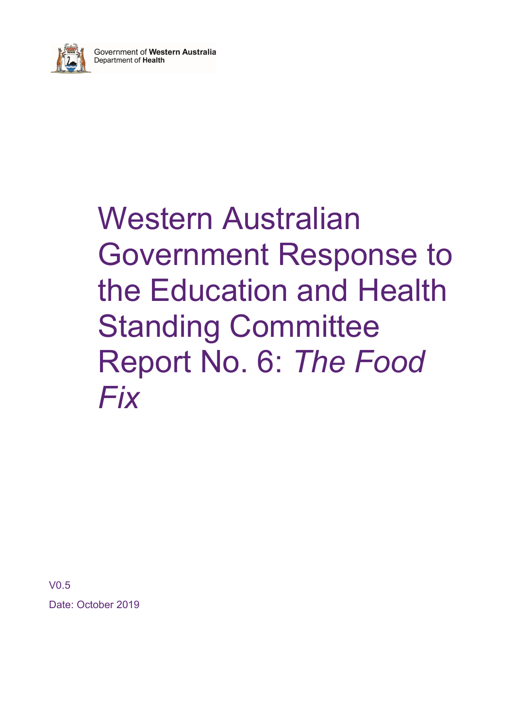Government of **Western Australia**
Department of **Health**

# Western Australian Government Response to the Education and Health Standing Committee Report No. 6: *The Food Fix*

V0.5

Date: October 2019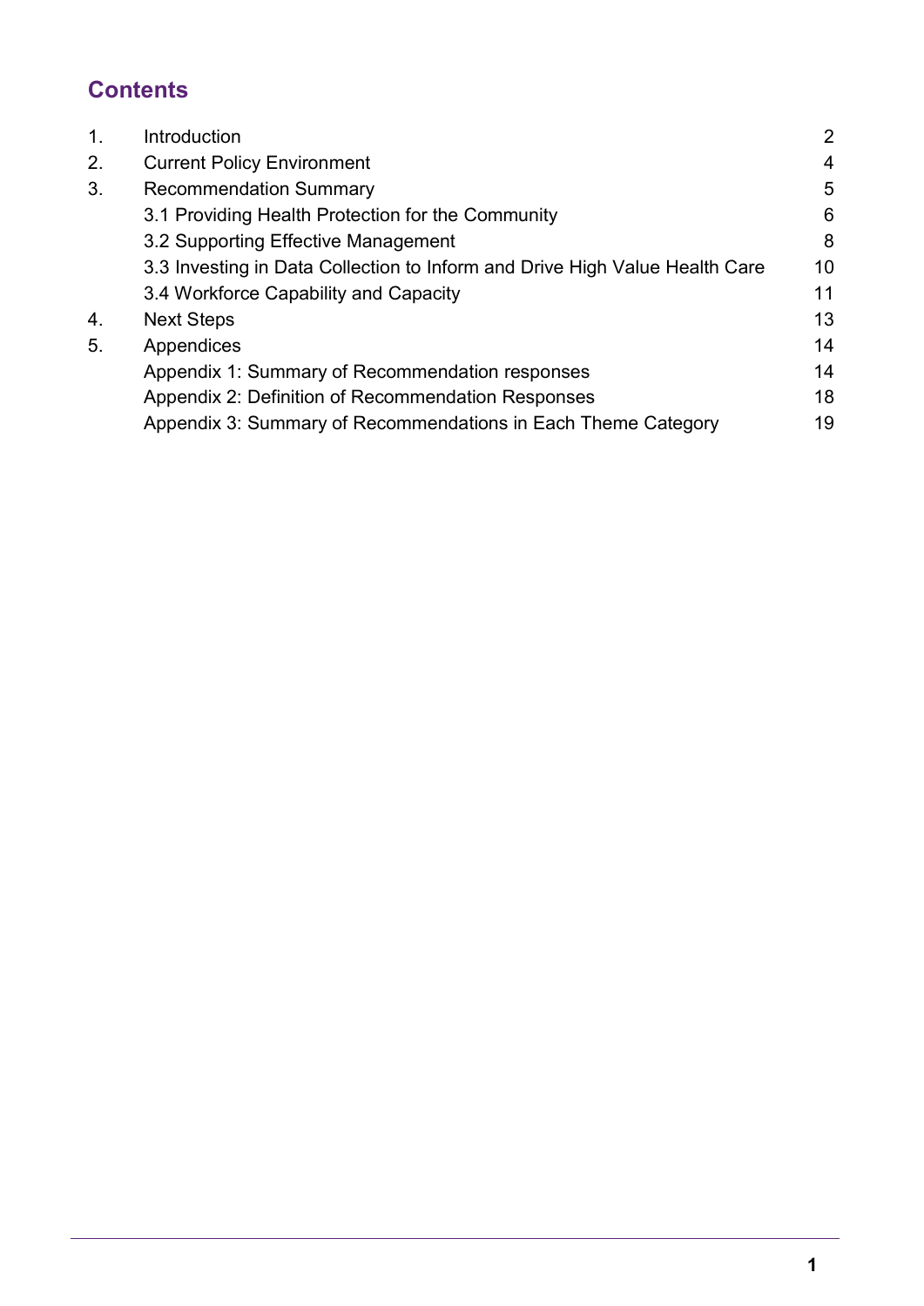## Contents

| | | |
|---|---|---|
| 1. | Introduction | 2 |
| 2. | Current Policy Environment | 4 |
| 3. | Recommendation Summary | 5 |
| | 3.1 Providing Health Protection for the Community | 6 |
| | 3.2 Supporting Effective Management | 8 |
| | 3.3 Investing in Data Collection to Inform and Drive High Value Health Care | 10 |
| | 3.4 Workforce Capability and Capacity | 11 |
| 4. | Next Steps | 13 |
| 5. | Appendices | 14 |
| | Appendix 1: Summary of Recommendation responses | 14 |
| | Appendix 2: Definition of Recommendation Responses | 18 |
| | Appendix 3: Summary of Recommendations in Each Theme Category | 19 |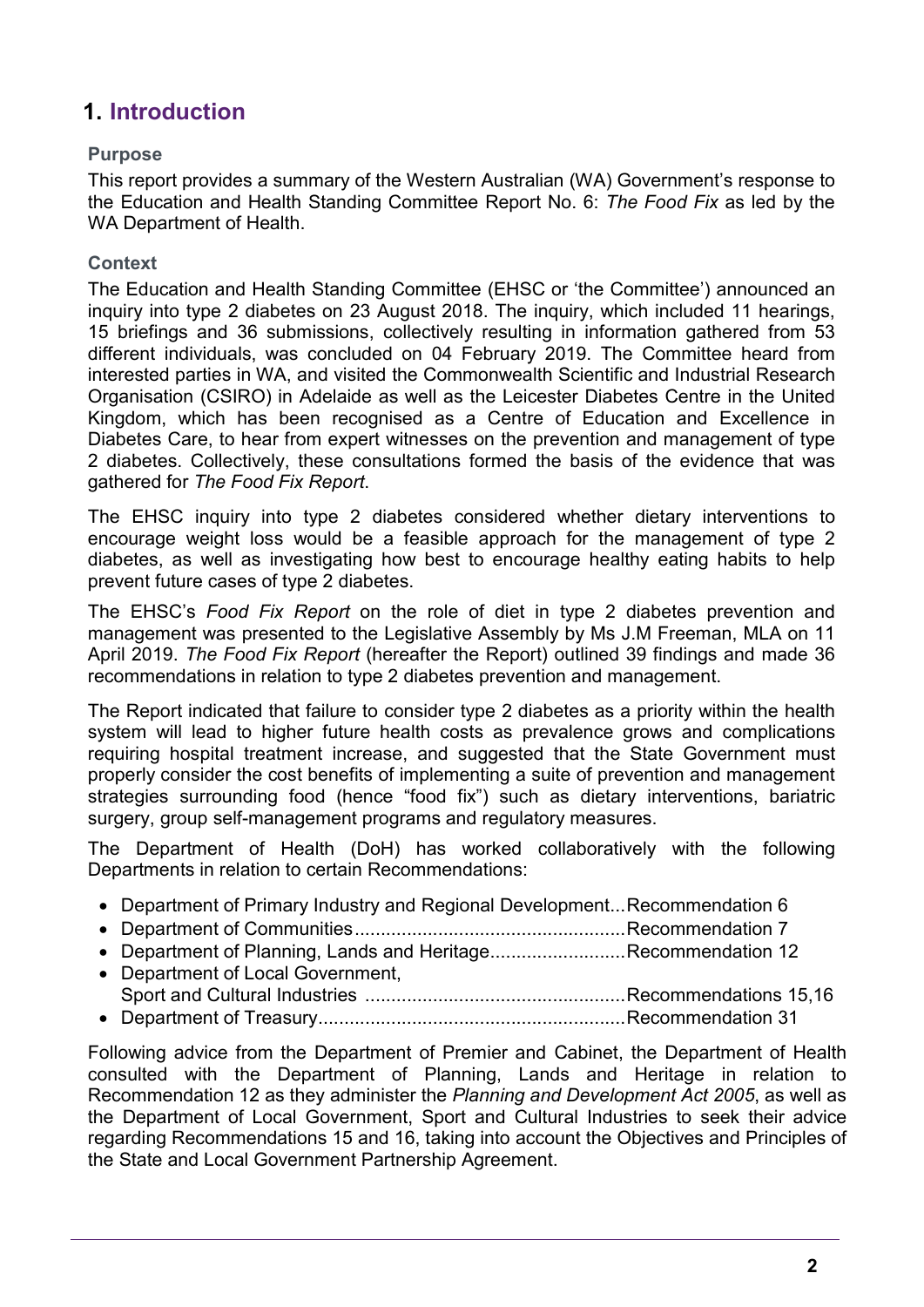# 1. Introduction

### Purpose

This report provides a summary of the Western Australian (WA) Government's response to the Education and Health Standing Committee Report No. 6: *The Food Fix* as led by the WA Department of Health.

### Context

The Education and Health Standing Committee (EHSC or 'the Committee') announced an inquiry into type 2 diabetes on 23 August 2018. The inquiry, which included 11 hearings, 15 briefings and 36 submissions, collectively resulting in information gathered from 53 different individuals, was concluded on 04 February 2019. The Committee heard from interested parties in WA, and visited the Commonwealth Scientific and Industrial Research Organisation (CSIRO) in Adelaide as well as the Leicester Diabetes Centre in the United Kingdom, which has been recognised as a Centre of Education and Excellence in Diabetes Care, to hear from expert witnesses on the prevention and management of type 2 diabetes. Collectively, these consultations formed the basis of the evidence that was gathered for *The Food Fix Report*.

The EHSC inquiry into type 2 diabetes considered whether dietary interventions to encourage weight loss would be a feasible approach for the management of type 2 diabetes, as well as investigating how best to encourage healthy eating habits to help prevent future cases of type 2 diabetes.

The EHSC's *Food Fix Report* on the role of diet in type 2 diabetes prevention and management was presented to the Legislative Assembly by Ms J.M Freeman, MLA on 11 April 2019. *The Food Fix Report* (hereafter the Report) outlined 39 findings and made 36 recommendations in relation to type 2 diabetes prevention and management.

The Report indicated that failure to consider type 2 diabetes as a priority within the health system will lead to higher future health costs as prevalence grows and complications requiring hospital treatment increase, and suggested that the State Government must properly consider the cost benefits of implementing a suite of prevention and management strategies surrounding food (hence "food fix") such as dietary interventions, bariatric surgery, group self-management programs and regulatory measures.

The Department of Health (DoH) has worked collaboratively with the following Departments in relation to certain Recommendations:

- Department of Primary Industry and Regional Development...Recommendation 6
- Department of Communities....................................................Recommendation 7
- Department of Planning, Lands and Heritage..........................Recommendation 12
- Department of Local Government, Sport and Cultural Industries ..................................................Recommendations 15,16
- Department of Treasury...........................................................Recommendation 31

Following advice from the Department of Premier and Cabinet, the Department of Health consulted with the Department of Planning, Lands and Heritage in relation to Recommendation 12 as they administer the *Planning and Development Act 2005*, as well as the Department of Local Government, Sport and Cultural Industries to seek their advice regarding Recommendations 15 and 16, taking into account the Objectives and Principles of the State and Local Government Partnership Agreement.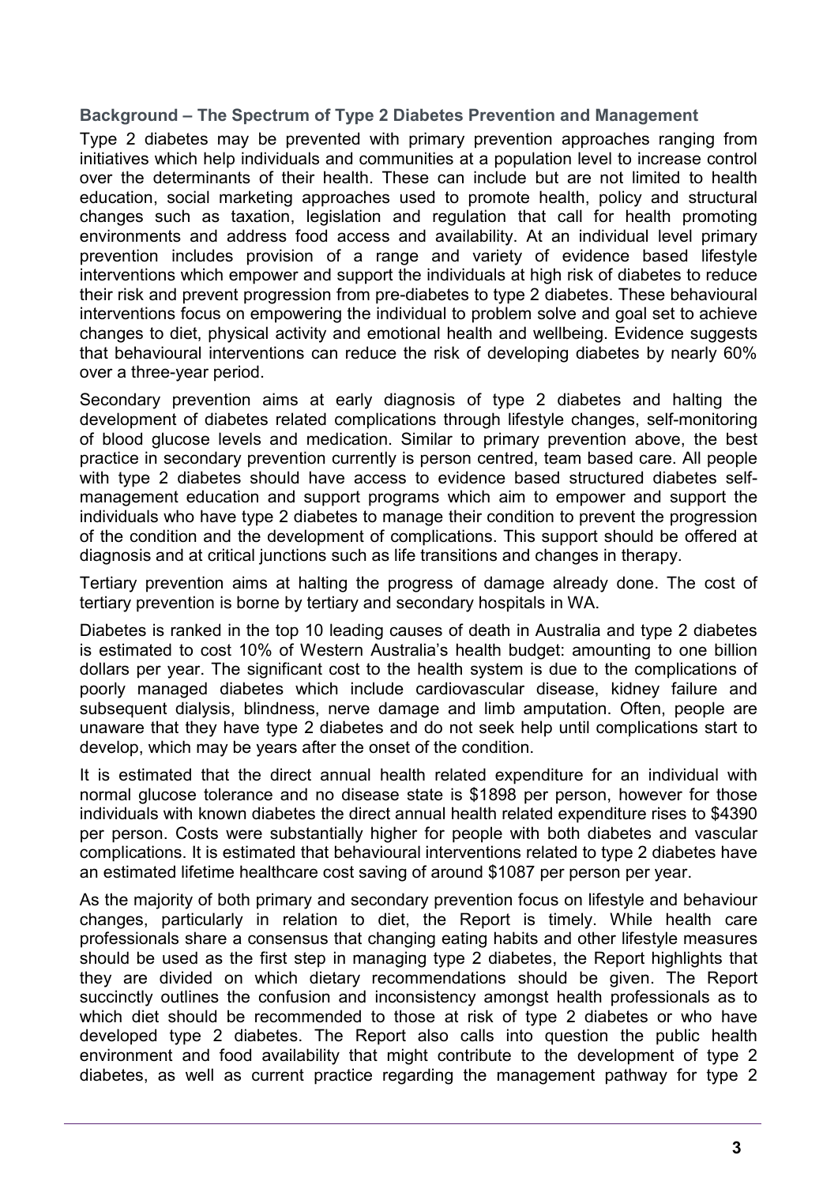### Background – The Spectrum of Type 2 Diabetes Prevention and Management

Type 2 diabetes may be prevented with primary prevention approaches ranging from initiatives which help individuals and communities at a population level to increase control over the determinants of their health. These can include but are not limited to health education, social marketing approaches used to promote health, policy and structural changes such as taxation, legislation and regulation that call for health promoting environments and address food access and availability. At an individual level primary prevention includes provision of a range and variety of evidence based lifestyle interventions which empower and support the individuals at high risk of diabetes to reduce their risk and prevent progression from pre-diabetes to type 2 diabetes. These behavioural interventions focus on empowering the individual to problem solve and goal set to achieve changes to diet, physical activity and emotional health and wellbeing. Evidence suggests that behavioural interventions can reduce the risk of developing diabetes by nearly 60% over a three-year period.

Secondary prevention aims at early diagnosis of type 2 diabetes and halting the development of diabetes related complications through lifestyle changes, self-monitoring of blood glucose levels and medication. Similar to primary prevention above, the best practice in secondary prevention currently is person centred, team based care. All people with type 2 diabetes should have access to evidence based structured diabetes self-management education and support programs which aim to empower and support the individuals who have type 2 diabetes to manage their condition to prevent the progression of the condition and the development of complications. This support should be offered at diagnosis and at critical junctions such as life transitions and changes in therapy.

Tertiary prevention aims at halting the progress of damage already done. The cost of tertiary prevention is borne by tertiary and secondary hospitals in WA.

Diabetes is ranked in the top 10 leading causes of death in Australia and type 2 diabetes is estimated to cost 10% of Western Australia's health budget: amounting to one billion dollars per year. The significant cost to the health system is due to the complications of poorly managed diabetes which include cardiovascular disease, kidney failure and subsequent dialysis, blindness, nerve damage and limb amputation. Often, people are unaware that they have type 2 diabetes and do not seek help until complications start to develop, which may be years after the onset of the condition.

It is estimated that the direct annual health related expenditure for an individual with normal glucose tolerance and no disease state is $1898 per person, however for those individuals with known diabetes the direct annual health related expenditure rises to $4390 per person. Costs were substantially higher for people with both diabetes and vascular complications. It is estimated that behavioural interventions related to type 2 diabetes have an estimated lifetime healthcare cost saving of around $1087 per person per year.

As the majority of both primary and secondary prevention focus on lifestyle and behaviour changes, particularly in relation to diet, the Report is timely. While health care professionals share a consensus that changing eating habits and other lifestyle measures should be used as the first step in managing type 2 diabetes, the Report highlights that they are divided on which dietary recommendations should be given. The Report succinctly outlines the confusion and inconsistency amongst health professionals as to which diet should be recommended to those at risk of type 2 diabetes or who have developed type 2 diabetes. The Report also calls into question the public health environment and food availability that might contribute to the development of type 2 diabetes, as well as current practice regarding the management pathway for type 2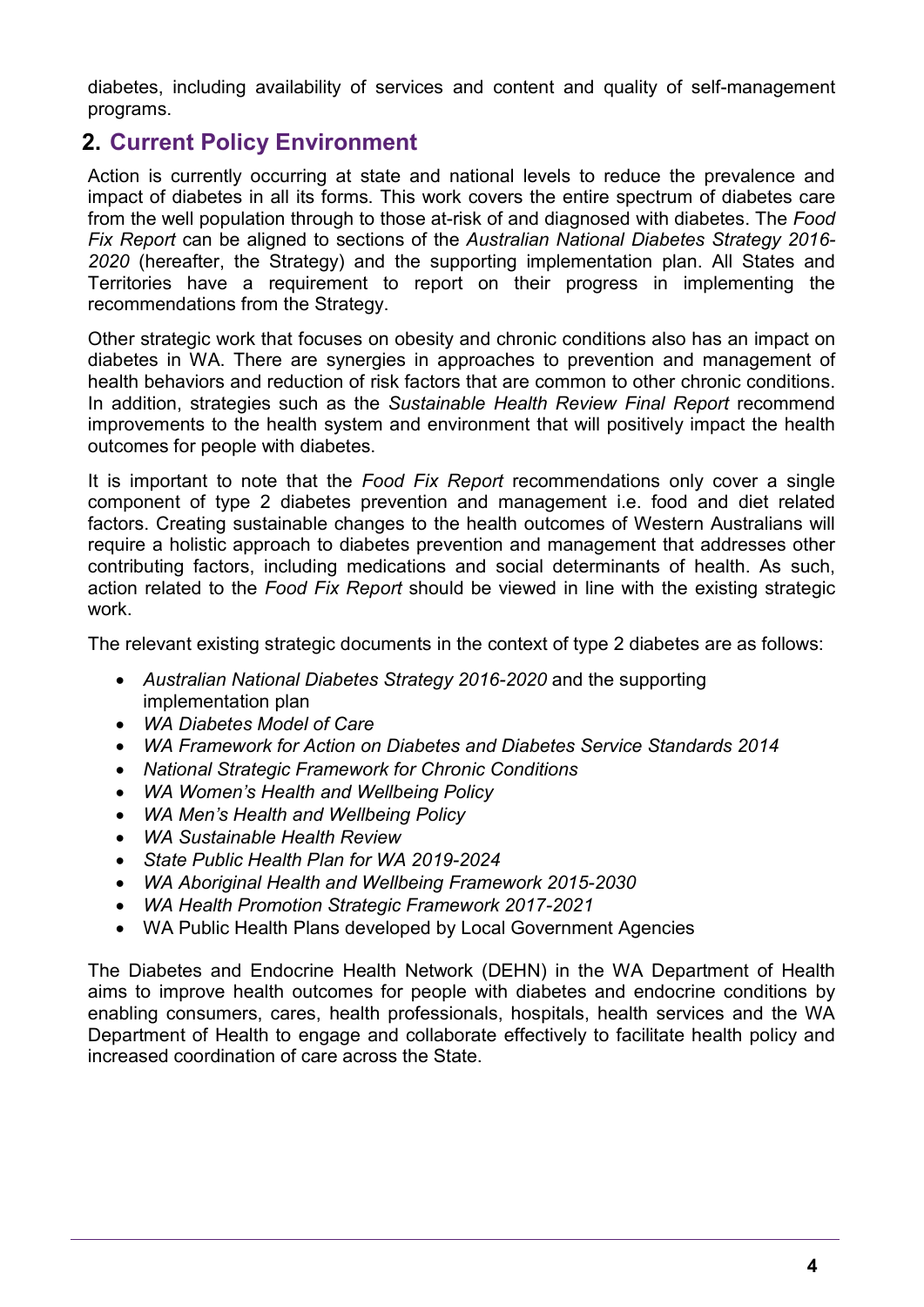diabetes, including availability of services and content and quality of self-management programs.

## 2. Current Policy Environment

Action is currently occurring at state and national levels to reduce the prevalence and impact of diabetes in all its forms. This work covers the entire spectrum of diabetes care from the well population through to those at-risk of and diagnosed with diabetes. The *Food Fix Report* can be aligned to sections of the *Australian National Diabetes Strategy 2016-2020* (hereafter, the Strategy) and the supporting implementation plan. All States and Territories have a requirement to report on their progress in implementing the recommendations from the Strategy.

Other strategic work that focuses on obesity and chronic conditions also has an impact on diabetes in WA. There are synergies in approaches to prevention and management of health behaviors and reduction of risk factors that are common to other chronic conditions. In addition, strategies such as the *Sustainable Health Review Final Report* recommend improvements to the health system and environment that will positively impact the health outcomes for people with diabetes.

It is important to note that the *Food Fix Report* recommendations only cover a single component of type 2 diabetes prevention and management i.e. food and diet related factors. Creating sustainable changes to the health outcomes of Western Australians will require a holistic approach to diabetes prevention and management that addresses other contributing factors, including medications and social determinants of health. As such, action related to the *Food Fix Report* should be viewed in line with the existing strategic work.

The relevant existing strategic documents in the context of type 2 diabetes are as follows:

- *Australian National Diabetes Strategy 2016-2020* and the supporting implementation plan
- *WA Diabetes Model of Care*
- *WA Framework for Action on Diabetes and Diabetes Service Standards 2014*
- *National Strategic Framework for Chronic Conditions*
- *WA Women's Health and Wellbeing Policy*
- *WA Men's Health and Wellbeing Policy*
- *WA Sustainable Health Review*
- *State Public Health Plan for WA 2019-2024*
- *WA Aboriginal Health and Wellbeing Framework 2015-2030*
- *WA Health Promotion Strategic Framework 2017-2021*
- WA Public Health Plans developed by Local Government Agencies

The Diabetes and Endocrine Health Network (DEHN) in the WA Department of Health aims to improve health outcomes for people with diabetes and endocrine conditions by enabling consumers, cares, health professionals, hospitals, health services and the WA Department of Health to engage and collaborate effectively to facilitate health policy and increased coordination of care across the State.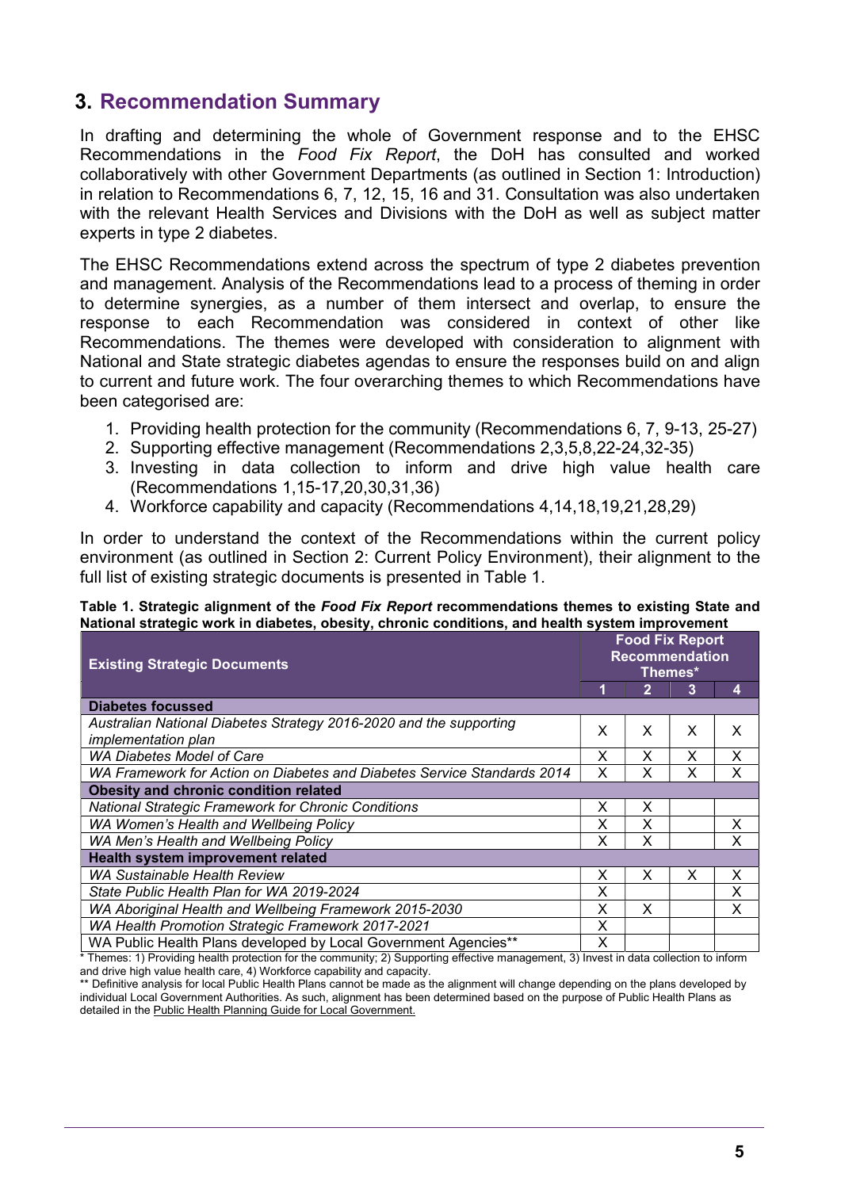## 3. Recommendation Summary

In drafting and determining the whole of Government response and to the EHSC Recommendations in the *Food Fix Report*, the DoH has consulted and worked collaboratively with other Government Departments (as outlined in Section 1: Introduction) in relation to Recommendations 6, 7, 12, 15, 16 and 31. Consultation was also undertaken with the relevant Health Services and Divisions with the DoH as well as subject matter experts in type 2 diabetes.

The EHSC Recommendations extend across the spectrum of type 2 diabetes prevention and management. Analysis of the Recommendations lead to a process of theming in order to determine synergies, as a number of them intersect and overlap, to ensure the response to each Recommendation was considered in context of other like Recommendations. The themes were developed with consideration to alignment with National and State strategic diabetes agendas to ensure the responses build on and align to current and future work. The four overarching themes to which Recommendations have been categorised are:

1. Providing health protection for the community (Recommendations 6, 7, 9-13, 25-27)
2. Supporting effective management (Recommendations 2,3,5,8,22-24,32-35)
3. Investing in data collection to inform and drive high value health care (Recommendations 1,15-17,20,30,31,36)
4. Workforce capability and capacity (Recommendations 4,14,18,19,21,28,29)

In order to understand the context of the Recommendations within the current policy environment (as outlined in Section 2: Current Policy Environment), their alignment to the full list of existing strategic documents is presented in Table 1.

**Table 1. Strategic alignment of the *Food Fix Report* recommendations themes to existing State and National strategic work in diabetes, obesity, chronic conditions, and health system improvement**

| Existing Strategic Documents | Food Fix Report Recommendation Themes* | | | |
|---|---|---|---|---|
| | 1 | 2 | 3 | 4 |
| **Diabetes focussed** | | | | |
| *Australian National Diabetes Strategy 2016-2020 and the supporting implementation plan* | X | X | X | X |
| *WA Diabetes Model of Care* | X | X | X | X |
| *WA Framework for Action on Diabetes and Diabetes Service Standards 2014* | X | X | X | X |
| **Obesity and chronic condition related** | | | | |
| *National Strategic Framework for Chronic Conditions* | X | X | | |
| *WA Women's Health and Wellbeing Policy* | X | X | | X |
| *WA Men's Health and Wellbeing Policy* | X | X | | X |
| **Health system improvement related** | | | | |
| *WA Sustainable Health Review* | X | X | X | X |
| *State Public Health Plan for WA 2019-2024* | X | | | X |
| *WA Aboriginal Health and Wellbeing Framework 2015-2030* | X | X | | X |
| *WA Health Promotion Strategic Framework 2017-2021* | X | | | |
| WA Public Health Plans developed by Local Government Agencies** | X | | | |

\* Themes: 1) Providing health protection for the community; 2) Supporting effective management, 3) Invest in data collection to inform and drive high value health care, 4) Workforce capability and capacity.

\** Definitive analysis for local Public Health Plans cannot be made as the alignment will change depending on the plans developed by individual Local Government Authorities. As such, alignment has been determined based on the purpose of Public Health Plans as detailed in the Public Health Planning Guide for Local Government.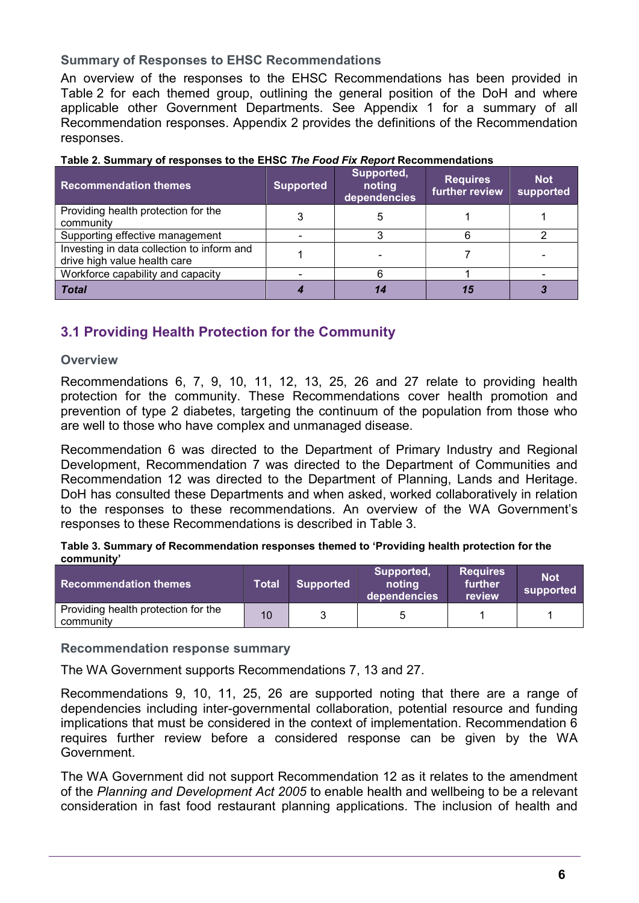### Summary of Responses to EHSC Recommendations

An overview of the responses to the EHSC Recommendations has been provided in Table 2 for each themed group, outlining the general position of the DoH and where applicable other Government Departments. See Appendix 1 for a summary of all Recommendation responses. Appendix 2 provides the definitions of the Recommendation responses.

**Table 2. Summary of responses to the EHSC *The Food Fix Report* Recommendations**

| Recommendation themes | Supported | Supported, noting dependencies | Requires further review | Not supported |
|---|---|---|---|---|
| Providing health protection for the community | 3 | 5 | 1 | 1 |
| Supporting effective management | - | 3 | 6 | 2 |
| Investing in data collection to inform and drive high value health care | 1 | - | 7 | - |
| Workforce capability and capacity | - | 6 | 1 | - |
| ***Total*** | ***4*** | ***14*** | ***15*** | ***3*** |

## 3.1 Providing Health Protection for the Community

### Overview

Recommendations 6, 7, 9, 10, 11, 12, 13, 25, 26 and 27 relate to providing health protection for the community. These Recommendations cover health promotion and prevention of type 2 diabetes, targeting the continuum of the population from those who are well to those who have complex and unmanaged disease.

Recommendation 6 was directed to the Department of Primary Industry and Regional Development, Recommendation 7 was directed to the Department of Communities and Recommendation 12 was directed to the Department of Planning, Lands and Heritage. DoH has consulted these Departments and when asked, worked collaboratively in relation to the responses to these recommendations. An overview of the WA Government's responses to these Recommendations is described in Table 3.

**Table 3. Summary of Recommendation responses themed to 'Providing health protection for the community'**

| Recommendation themes | Total | Supported | Supported, noting dependencies | Requires further review | Not supported |
|---|---|---|---|---|---|
| Providing health protection for the community | 10 | 3 | 5 | 1 | 1 |

### Recommendation response summary

The WA Government supports Recommendations 7, 13 and 27.

Recommendations 9, 10, 11, 25, 26 are supported noting that there are a range of dependencies including inter-governmental collaboration, potential resource and funding implications that must be considered in the context of implementation. Recommendation 6 requires further review before a considered response can be given by the WA Government.

The WA Government did not support Recommendation 12 as it relates to the amendment of the *Planning and Development Act 2005* to enable health and wellbeing to be a relevant consideration in fast food restaurant planning applications. The inclusion of health and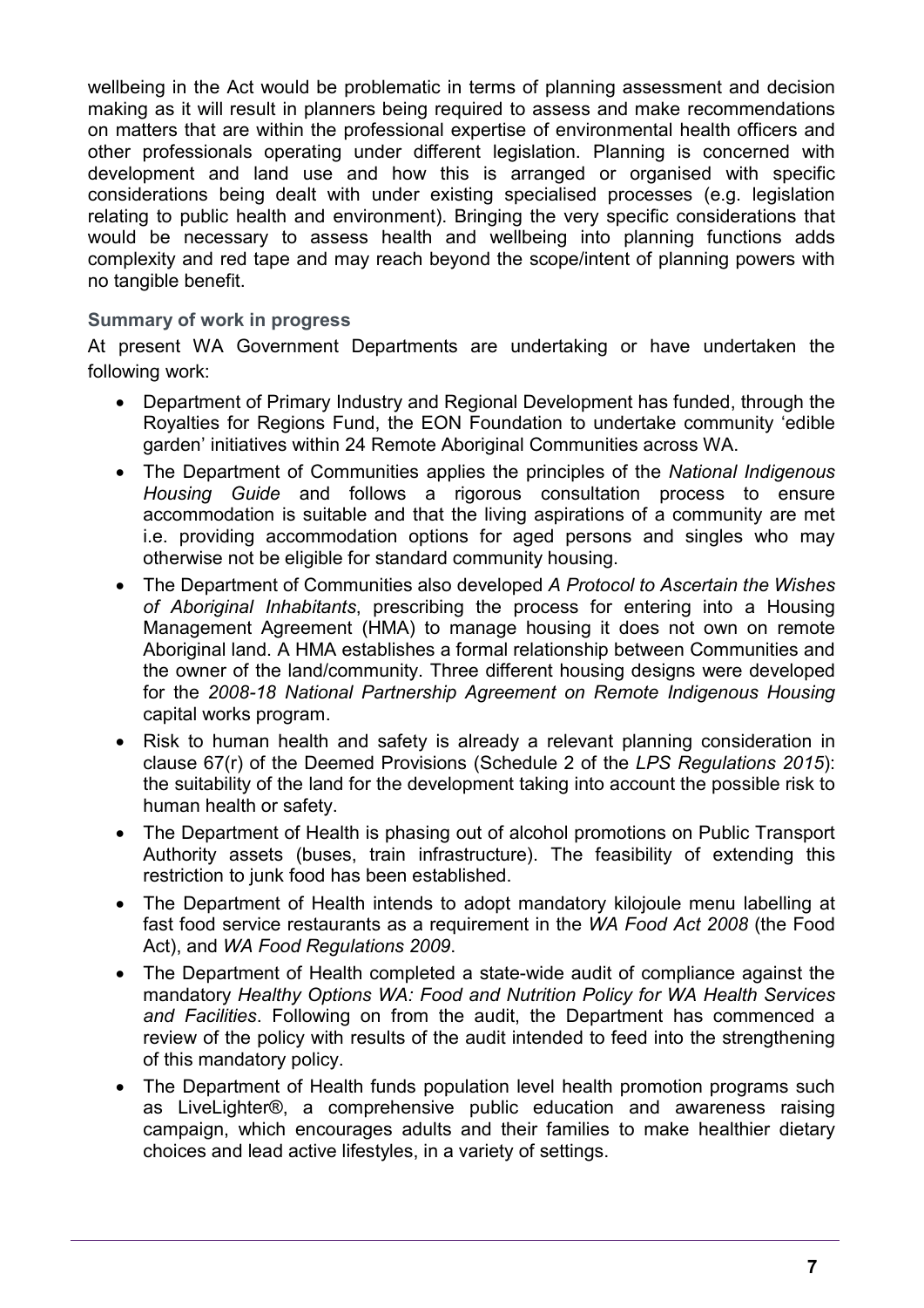wellbeing in the Act would be problematic in terms of planning assessment and decision making as it will result in planners being required to assess and make recommendations on matters that are within the professional expertise of environmental health officers and other professionals operating under different legislation. Planning is concerned with development and land use and how this is arranged or organised with specific considerations being dealt with under existing specialised processes (e.g. legislation relating to public health and environment). Bringing the very specific considerations that would be necessary to assess health and wellbeing into planning functions adds complexity and red tape and may reach beyond the scope/intent of planning powers with no tangible benefit.

### Summary of work in progress

At present WA Government Departments are undertaking or have undertaken the following work:

- Department of Primary Industry and Regional Development has funded, through the Royalties for Regions Fund, the EON Foundation to undertake community 'edible garden' initiatives within 24 Remote Aboriginal Communities across WA.
- The Department of Communities applies the principles of the *National Indigenous Housing Guide* and follows a rigorous consultation process to ensure accommodation is suitable and that the living aspirations of a community are met i.e. providing accommodation options for aged persons and singles who may otherwise not be eligible for standard community housing.
- The Department of Communities also developed *A Protocol to Ascertain the Wishes of Aboriginal Inhabitants*, prescribing the process for entering into a Housing Management Agreement (HMA) to manage housing it does not own on remote Aboriginal land. A HMA establishes a formal relationship between Communities and the owner of the land/community. Three different housing designs were developed for the *2008-18 National Partnership Agreement on Remote Indigenous Housing* capital works program.
- Risk to human health and safety is already a relevant planning consideration in clause 67(r) of the Deemed Provisions (Schedule 2 of the *LPS Regulations 2015*): the suitability of the land for the development taking into account the possible risk to human health or safety.
- The Department of Health is phasing out of alcohol promotions on Public Transport Authority assets (buses, train infrastructure). The feasibility of extending this restriction to junk food has been established.
- The Department of Health intends to adopt mandatory kilojoule menu labelling at fast food service restaurants as a requirement in the *WA Food Act 2008* (the Food Act), and *WA Food Regulations 2009*.
- The Department of Health completed a state-wide audit of compliance against the mandatory *Healthy Options WA: Food and Nutrition Policy for WA Health Services and Facilities*. Following on from the audit, the Department has commenced a review of the policy with results of the audit intended to feed into the strengthening of this mandatory policy.
- The Department of Health funds population level health promotion programs such as LiveLighter®, a comprehensive public education and awareness raising campaign, which encourages adults and their families to make healthier dietary choices and lead active lifestyles, in a variety of settings.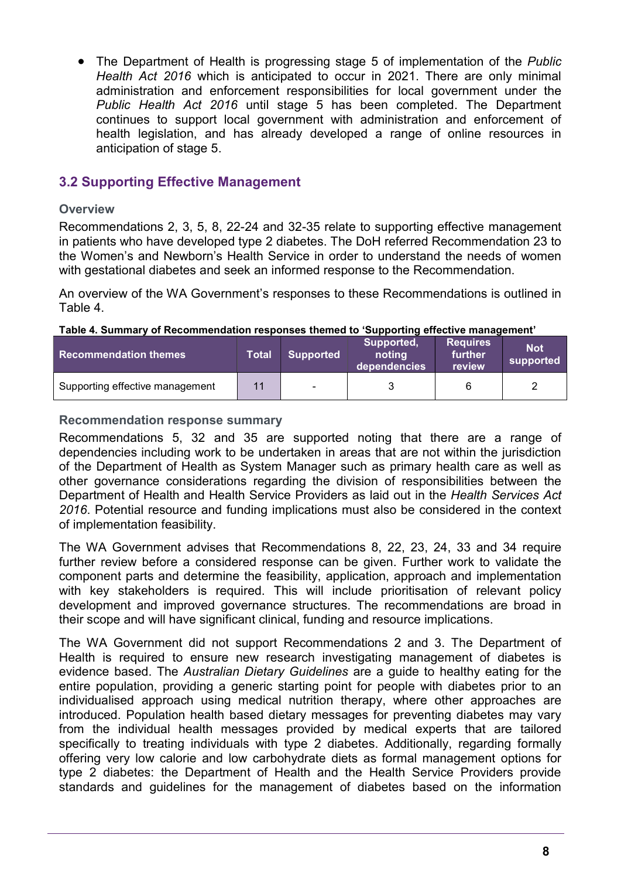- The Department of Health is progressing stage 5 of implementation of the *Public Health Act 2016* which is anticipated to occur in 2021. There are only minimal administration and enforcement responsibilities for local government under the *Public Health Act 2016* until stage 5 has been completed. The Department continues to support local government with administration and enforcement of health legislation, and has already developed a range of online resources in anticipation of stage 5.

## 3.2 Supporting Effective Management

### Overview

Recommendations 2, 3, 5, 8, 22-24 and 32-35 relate to supporting effective management in patients who have developed type 2 diabetes. The DoH referred Recommendation 23 to the Women's and Newborn's Health Service in order to understand the needs of women with gestational diabetes and seek an informed response to the Recommendation.

An overview of the WA Government's responses to these Recommendations is outlined in Table 4.

**Table 4. Summary of Recommendation responses themed to 'Supporting effective management'**

| Recommendation themes | Total | Supported | Supported, noting dependencies | Requires further review | Not supported |
|---|---|---|---|---|---|
| Supporting effective management | 11 | - | 3 | 6 | 2 |

### Recommendation response summary

Recommendations 5, 32 and 35 are supported noting that there are a range of dependencies including work to be undertaken in areas that are not within the jurisdiction of the Department of Health as System Manager such as primary health care as well as other governance considerations regarding the division of responsibilities between the Department of Health and Health Service Providers as laid out in the *Health Services Act 2016*. Potential resource and funding implications must also be considered in the context of implementation feasibility.

The WA Government advises that Recommendations 8, 22, 23, 24, 33 and 34 require further review before a considered response can be given. Further work to validate the component parts and determine the feasibility, application, approach and implementation with key stakeholders is required. This will include prioritisation of relevant policy development and improved governance structures. The recommendations are broad in their scope and will have significant clinical, funding and resource implications.

The WA Government did not support Recommendations 2 and 3. The Department of Health is required to ensure new research investigating management of diabetes is evidence based. The *Australian Dietary Guidelines* are a guide to healthy eating for the entire population, providing a generic starting point for people with diabetes prior to an individualised approach using medical nutrition therapy, where other approaches are introduced. Population health based dietary messages for preventing diabetes may vary from the individual health messages provided by medical experts that are tailored specifically to treating individuals with type 2 diabetes. Additionally, regarding formally offering very low calorie and low carbohydrate diets as formal management options for type 2 diabetes: the Department of Health and the Health Service Providers provide standards and guidelines for the management of diabetes based on the information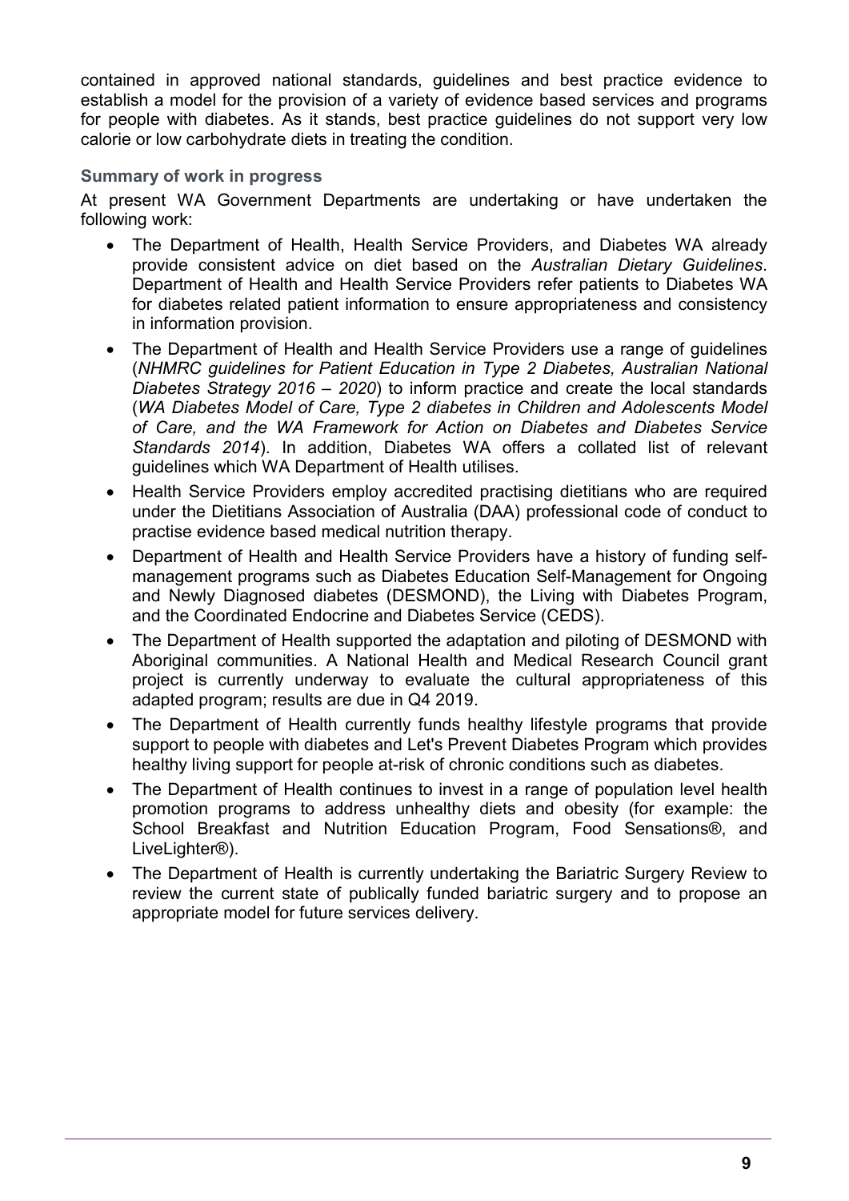contained in approved national standards, guidelines and best practice evidence to establish a model for the provision of a variety of evidence based services and programs for people with diabetes. As it stands, best practice guidelines do not support very low calorie or low carbohydrate diets in treating the condition.

### Summary of work in progress

At present WA Government Departments are undertaking or have undertaken the following work:

- The Department of Health, Health Service Providers, and Diabetes WA already provide consistent advice on diet based on the *Australian Dietary Guidelines*. Department of Health and Health Service Providers refer patients to Diabetes WA for diabetes related patient information to ensure appropriateness and consistency in information provision.
- The Department of Health and Health Service Providers use a range of guidelines (*NHMRC guidelines for Patient Education in Type 2 Diabetes, Australian National Diabetes Strategy 2016 – 2020*) to inform practice and create the local standards (*WA Diabetes Model of Care, Type 2 diabetes in Children and Adolescents Model of Care, and the WA Framework for Action on Diabetes and Diabetes Service Standards 2014*). In addition, Diabetes WA offers a collated list of relevant guidelines which WA Department of Health utilises.
- Health Service Providers employ accredited practising dietitians who are required under the Dietitians Association of Australia (DAA) professional code of conduct to practise evidence based medical nutrition therapy.
- Department of Health and Health Service Providers have a history of funding self-management programs such as Diabetes Education Self-Management for Ongoing and Newly Diagnosed diabetes (DESMOND), the Living with Diabetes Program, and the Coordinated Endocrine and Diabetes Service (CEDS).
- The Department of Health supported the adaptation and piloting of DESMOND with Aboriginal communities. A National Health and Medical Research Council grant project is currently underway to evaluate the cultural appropriateness of this adapted program; results are due in Q4 2019.
- The Department of Health currently funds healthy lifestyle programs that provide support to people with diabetes and Let's Prevent Diabetes Program which provides healthy living support for people at-risk of chronic conditions such as diabetes.
- The Department of Health continues to invest in a range of population level health promotion programs to address unhealthy diets and obesity (for example: the School Breakfast and Nutrition Education Program, Food Sensations®, and LiveLighter®).
- The Department of Health is currently undertaking the Bariatric Surgery Review to review the current state of publically funded bariatric surgery and to propose an appropriate model for future services delivery.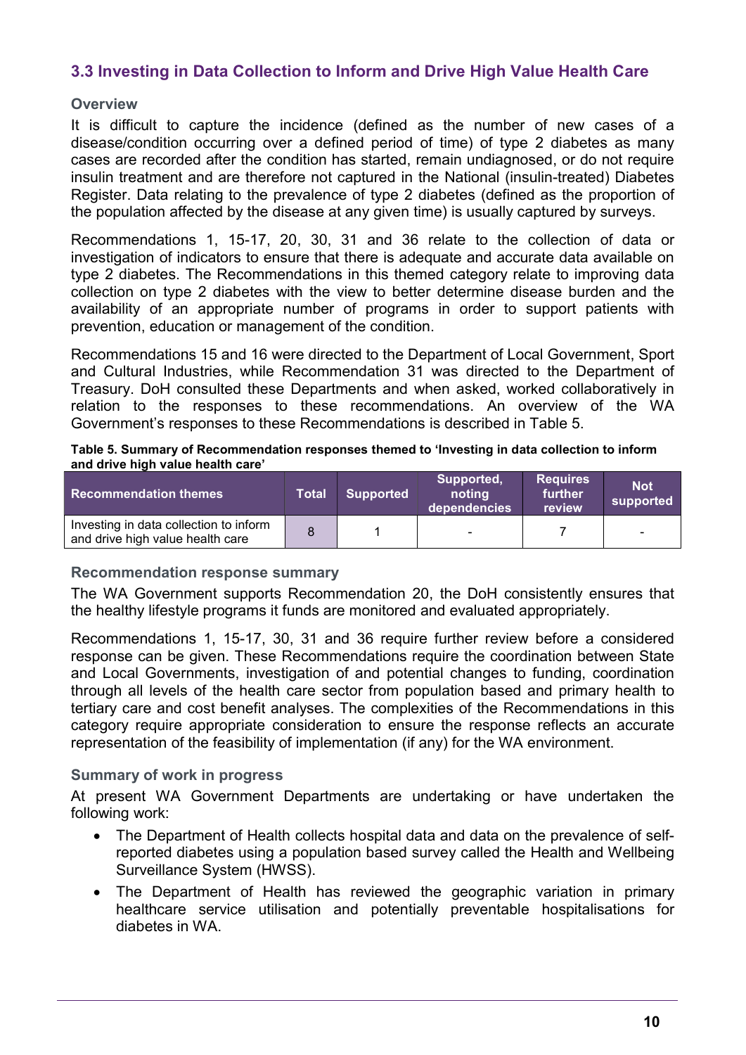## 3.3 Investing in Data Collection to Inform and Drive High Value Health Care

### Overview

It is difficult to capture the incidence (defined as the number of new cases of a disease/condition occurring over a defined period of time) of type 2 diabetes as many cases are recorded after the condition has started, remain undiagnosed, or do not require insulin treatment and are therefore not captured in the National (insulin-treated) Diabetes Register. Data relating to the prevalence of type 2 diabetes (defined as the proportion of the population affected by the disease at any given time) is usually captured by surveys.

Recommendations 1, 15-17, 20, 30, 31 and 36 relate to the collection of data or investigation of indicators to ensure that there is adequate and accurate data available on type 2 diabetes. The Recommendations in this themed category relate to improving data collection on type 2 diabetes with the view to better determine disease burden and the availability of an appropriate number of programs in order to support patients with prevention, education or management of the condition.

Recommendations 15 and 16 were directed to the Department of Local Government, Sport and Cultural Industries, while Recommendation 31 was directed to the Department of Treasury. DoH consulted these Departments and when asked, worked collaboratively in relation to the responses to these recommendations. An overview of the WA Government's responses to these Recommendations is described in Table 5.

**Table 5. Summary of Recommendation responses themed to 'Investing in data collection to inform and drive high value health care'**

| Recommendation themes | Total | Supported | Supported, noting dependencies | Requires further review | Not supported |
|---|---|---|---|---|---|
| Investing in data collection to inform and drive high value health care | 8 | 1 | - | 7 | - |

### Recommendation response summary

The WA Government supports Recommendation 20, the DoH consistently ensures that the healthy lifestyle programs it funds are monitored and evaluated appropriately.

Recommendations 1, 15-17, 30, 31 and 36 require further review before a considered response can be given. These Recommendations require the coordination between State and Local Governments, investigation of and potential changes to funding, coordination through all levels of the health care sector from population based and primary health to tertiary care and cost benefit analyses. The complexities of the Recommendations in this category require appropriate consideration to ensure the response reflects an accurate representation of the feasibility of implementation (if any) for the WA environment.

### Summary of work in progress

At present WA Government Departments are undertaking or have undertaken the following work:

- The Department of Health collects hospital data and data on the prevalence of self-reported diabetes using a population based survey called the Health and Wellbeing Surveillance System (HWSS).
- The Department of Health has reviewed the geographic variation in primary healthcare service utilisation and potentially preventable hospitalisations for diabetes in WA.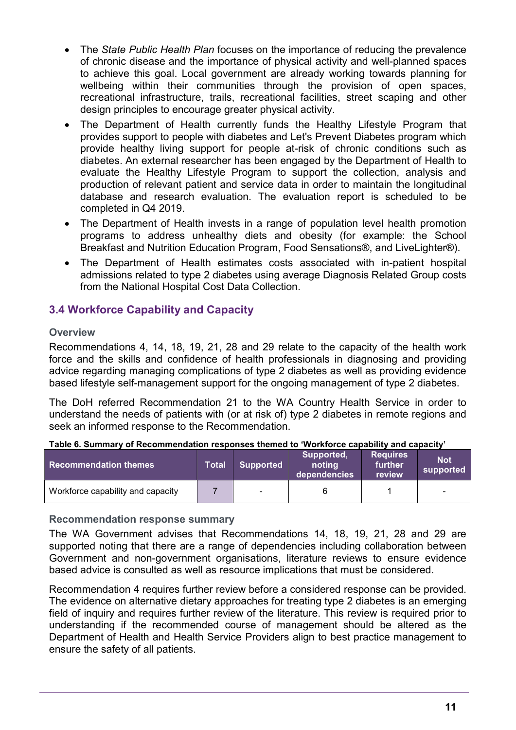- The *State Public Health Plan* focuses on the importance of reducing the prevalence of chronic disease and the importance of physical activity and well-planned spaces to achieve this goal. Local government are already working towards planning for wellbeing within their communities through the provision of open spaces, recreational infrastructure, trails, recreational facilities, street scaping and other design principles to encourage greater physical activity.
- The Department of Health currently funds the Healthy Lifestyle Program that provides support to people with diabetes and Let's Prevent Diabetes program which provide healthy living support for people at-risk of chronic conditions such as diabetes. An external researcher has been engaged by the Department of Health to evaluate the Healthy Lifestyle Program to support the collection, analysis and production of relevant patient and service data in order to maintain the longitudinal database and research evaluation. The evaluation report is scheduled to be completed in Q4 2019.
- The Department of Health invests in a range of population level health promotion programs to address unhealthy diets and obesity (for example: the School Breakfast and Nutrition Education Program, Food Sensations®, and LiveLighter®).
- The Department of Health estimates costs associated with in-patient hospital admissions related to type 2 diabetes using average Diagnosis Related Group costs from the National Hospital Cost Data Collection.

## 3.4 Workforce Capability and Capacity

### Overview

Recommendations 4, 14, 18, 19, 21, 28 and 29 relate to the capacity of the health work force and the skills and confidence of health professionals in diagnosing and providing advice regarding managing complications of type 2 diabetes as well as providing evidence based lifestyle self-management support for the ongoing management of type 2 diabetes.

The DoH referred Recommendation 21 to the WA Country Health Service in order to understand the needs of patients with (or at risk of) type 2 diabetes in remote regions and seek an informed response to the Recommendation.

**Table 6. Summary of Recommendation responses themed to 'Workforce capability and capacity'**

| Recommendation themes | Total | Supported | Supported, noting dependencies | Requires further review | Not supported |
|---|---|---|---|---|---|
| Workforce capability and capacity | 7 | - | 6 | 1 | - |

### Recommendation response summary

The WA Government advises that Recommendations 14, 18, 19, 21, 28 and 29 are supported noting that there are a range of dependencies including collaboration between Government and non-government organisations, literature reviews to ensure evidence based advice is consulted as well as resource implications that must be considered.

Recommendation 4 requires further review before a considered response can be provided. The evidence on alternative dietary approaches for treating type 2 diabetes is an emerging field of inquiry and requires further review of the literature. This review is required prior to understanding if the recommended course of management should be altered as the Department of Health and Health Service Providers align to best practice management to ensure the safety of all patients.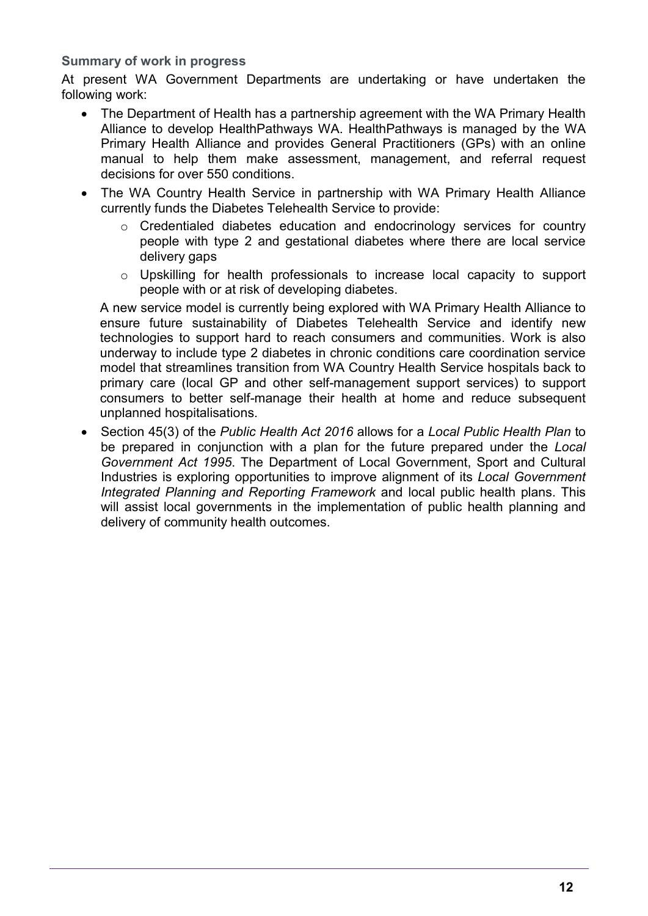### Summary of work in progress

At present WA Government Departments are undertaking or have undertaken the following work:

- The Department of Health has a partnership agreement with the WA Primary Health Alliance to develop HealthPathways WA. HealthPathways is managed by the WA Primary Health Alliance and provides General Practitioners (GPs) with an online manual to help them make assessment, management, and referral request decisions for over 550 conditions.
- The WA Country Health Service in partnership with WA Primary Health Alliance currently funds the Diabetes Telehealth Service to provide:
    - Credentialed diabetes education and endocrinology services for country people with type 2 and gestational diabetes where there are local service delivery gaps
    - Upskilling for health professionals to increase local capacity to support people with or at risk of developing diabetes.

  A new service model is currently being explored with WA Primary Health Alliance to ensure future sustainability of Diabetes Telehealth Service and identify new technologies to support hard to reach consumers and communities. Work is also underway to include type 2 diabetes in chronic conditions care coordination service model that streamlines transition from WA Country Health Service hospitals back to primary care (local GP and other self-management support services) to support consumers to better self-manage their health at home and reduce subsequent unplanned hospitalisations.
- Section 45(3) of the *Public Health Act 2016* allows for a *Local Public Health Plan* to be prepared in conjunction with a plan for the future prepared under the *Local Government Act 1995*. The Department of Local Government, Sport and Cultural Industries is exploring opportunities to improve alignment of its *Local Government Integrated Planning and Reporting Framework* and local public health plans. This will assist local governments in the implementation of public health planning and delivery of community health outcomes.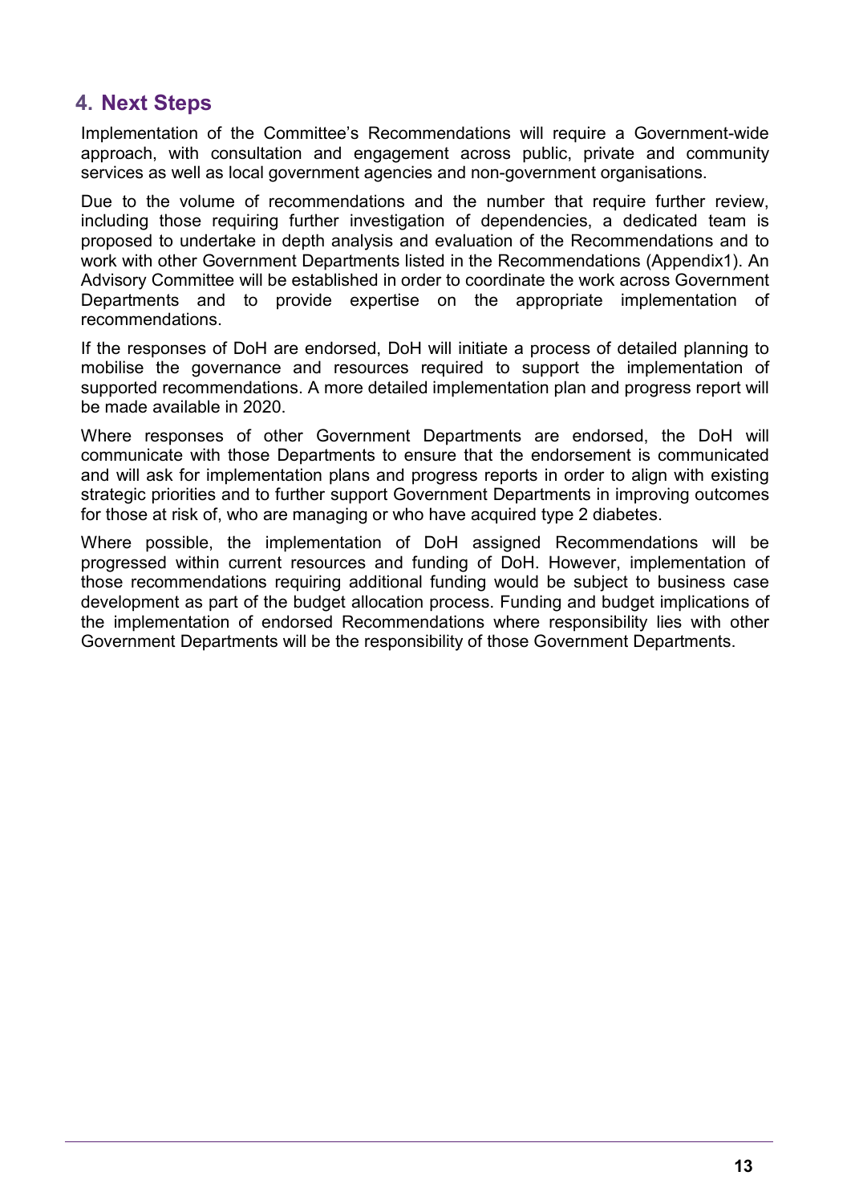## 4. Next Steps

Implementation of the Committee's Recommendations will require a Government-wide approach, with consultation and engagement across public, private and community services as well as local government agencies and non-government organisations.

Due to the volume of recommendations and the number that require further review, including those requiring further investigation of dependencies, a dedicated team is proposed to undertake in depth analysis and evaluation of the Recommendations and to work with other Government Departments listed in the Recommendations (Appendix1). An Advisory Committee will be established in order to coordinate the work across Government Departments and to provide expertise on the appropriate implementation of recommendations.

If the responses of DoH are endorsed, DoH will initiate a process of detailed planning to mobilise the governance and resources required to support the implementation of supported recommendations. A more detailed implementation plan and progress report will be made available in 2020.

Where responses of other Government Departments are endorsed, the DoH will communicate with those Departments to ensure that the endorsement is communicated and will ask for implementation plans and progress reports in order to align with existing strategic priorities and to further support Government Departments in improving outcomes for those at risk of, who are managing or who have acquired type 2 diabetes.

Where possible, the implementation of DoH assigned Recommendations will be progressed within current resources and funding of DoH. However, implementation of those recommendations requiring additional funding would be subject to business case development as part of the budget allocation process. Funding and budget implications of the implementation of endorsed Recommendations where responsibility lies with other Government Departments will be the responsibility of those Government Departments.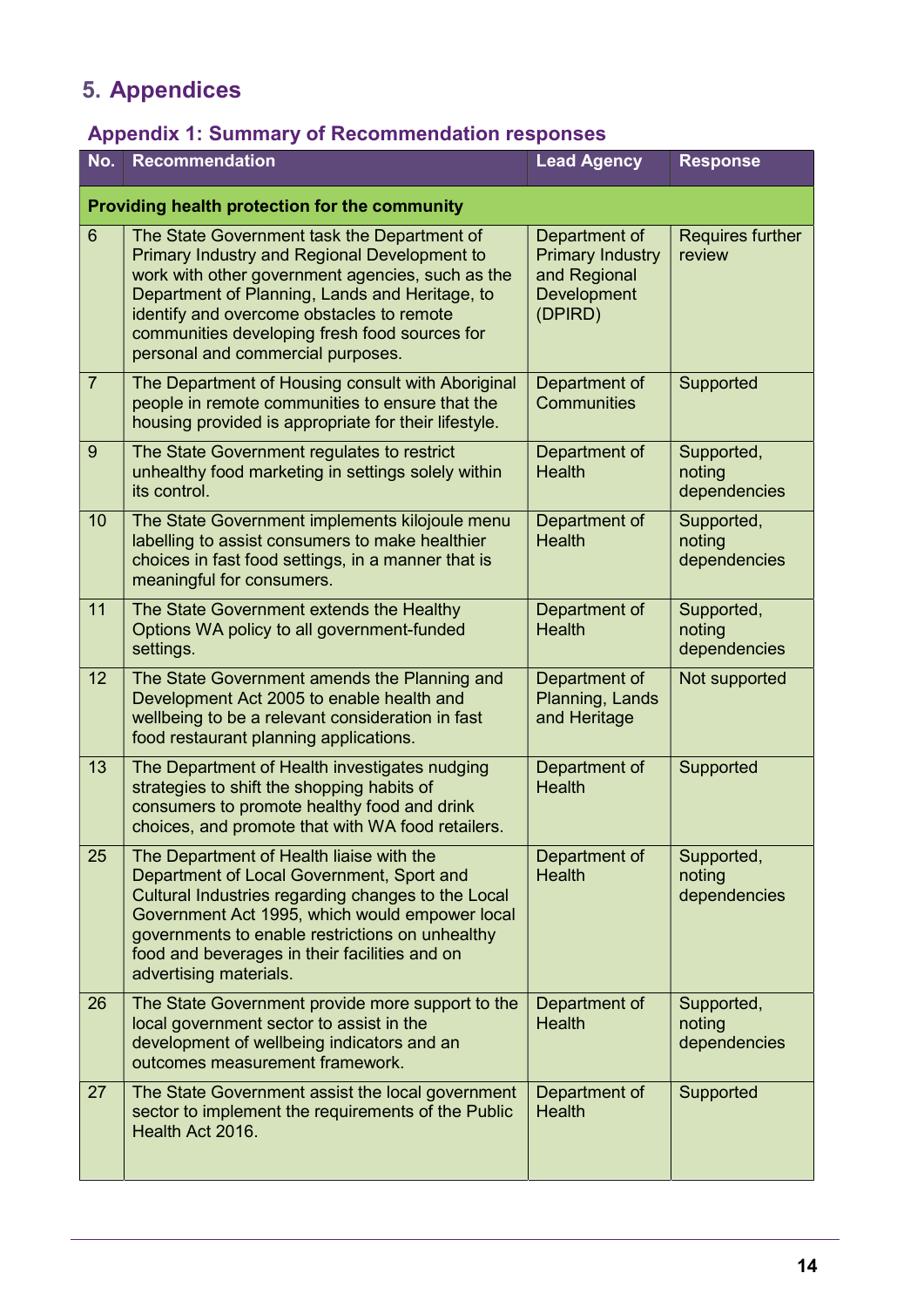# 5. Appendices

## Appendix 1: Summary of Recommendation responses

| No. | Recommendation | Lead Agency | Response |
|---|---|---|---|
| **Providing health protection for the community** | | | |
| 6 | The State Government task the Department of Primary Industry and Regional Development to work with other government agencies, such as the Department of Planning, Lands and Heritage, to identify and overcome obstacles to remote communities developing fresh food sources for personal and commercial purposes. | Department of Primary Industry and Regional Development (DPIRD) | Requires further review |
| 7 | The Department of Housing consult with Aboriginal people in remote communities to ensure that the housing provided is appropriate for their lifestyle. | Department of Communities | Supported |
| 9 | The State Government regulates to restrict unhealthy food marketing in settings solely within its control. | Department of Health | Supported, noting dependencies |
| 10 | The State Government implements kilojoule menu labelling to assist consumers to make healthier choices in fast food settings, in a manner that is meaningful for consumers. | Department of Health | Supported, noting dependencies |
| 11 | The State Government extends the Healthy Options WA policy to all government-funded settings. | Department of Health | Supported, noting dependencies |
| 12 | The State Government amends the Planning and Development Act 2005 to enable health and wellbeing to be a relevant consideration in fast food restaurant planning applications. | Department of Planning, Lands and Heritage | Not supported |
| 13 | The Department of Health investigates nudging strategies to shift the shopping habits of consumers to promote healthy food and drink choices, and promote that with WA food retailers. | Department of Health | Supported |
| 25 | The Department of Health liaise with the Department of Local Government, Sport and Cultural Industries regarding changes to the Local Government Act 1995, which would empower local governments to enable restrictions on unhealthy food and beverages in their facilities and on advertising materials. | Department of Health | Supported, noting dependencies |
| 26 | The State Government provide more support to the local government sector to assist in the development of wellbeing indicators and an outcomes measurement framework. | Department of Health | Supported, noting dependencies |
| 27 | The State Government assist the local government sector to implement the requirements of the Public Health Act 2016. | Department of Health | Supported |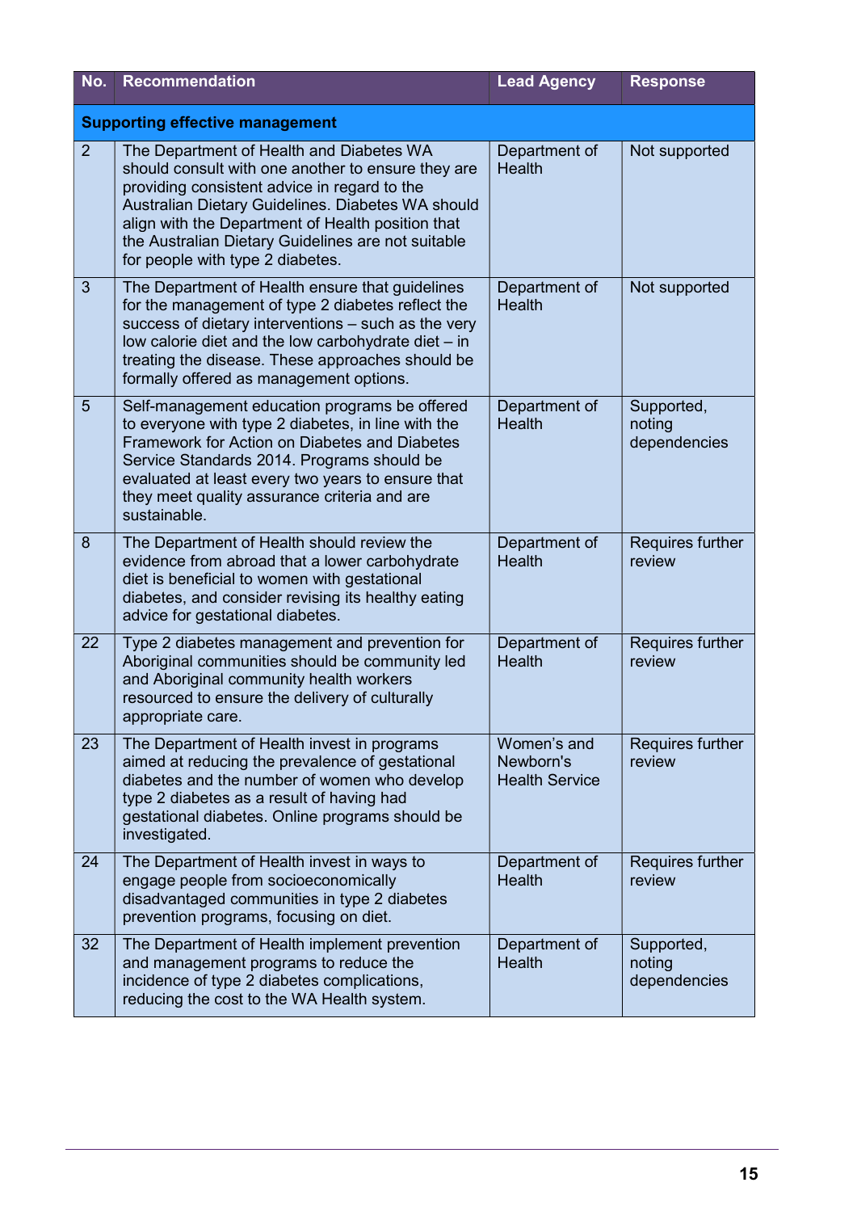| No. | Recommendation | Lead Agency | Response |
|---|---|---|---|
| **Supporting effective management** | | | |
| 2 | The Department of Health and Diabetes WA should consult with one another to ensure they are providing consistent advice in regard to the Australian Dietary Guidelines. Diabetes WA should align with the Department of Health position that the Australian Dietary Guidelines are not suitable for people with type 2 diabetes. | Department of Health | Not supported |
| 3 | The Department of Health ensure that guidelines for the management of type 2 diabetes reflect the success of dietary interventions – such as the very low calorie diet and the low carbohydrate diet – in treating the disease. These approaches should be formally offered as management options. | Department of Health | Not supported |
| 5 | Self-management education programs be offered to everyone with type 2 diabetes, in line with the Framework for Action on Diabetes and Diabetes Service Standards 2014. Programs should be evaluated at least every two years to ensure that they meet quality assurance criteria and are sustainable. | Department of Health | Supported, noting dependencies |
| 8 | The Department of Health should review the evidence from abroad that a lower carbohydrate diet is beneficial to women with gestational diabetes, and consider revising its healthy eating advice for gestational diabetes. | Department of Health | Requires further review |
| 22 | Type 2 diabetes management and prevention for Aboriginal communities should be community led and Aboriginal community health workers resourced to ensure the delivery of culturally appropriate care. | Department of Health | Requires further review |
| 23 | The Department of Health invest in programs aimed at reducing the prevalence of gestational diabetes and the number of women who develop type 2 diabetes as a result of having had gestational diabetes. Online programs should be investigated. | Women's and Newborn's Health Service | Requires further review |
| 24 | The Department of Health invest in ways to engage people from socioeconomically disadvantaged communities in type 2 diabetes prevention programs, focusing on diet. | Department of Health | Requires further review |
| 32 | The Department of Health implement prevention and management programs to reduce the incidence of type 2 diabetes complications, reducing the cost to the WA Health system. | Department of Health | Supported, noting dependencies |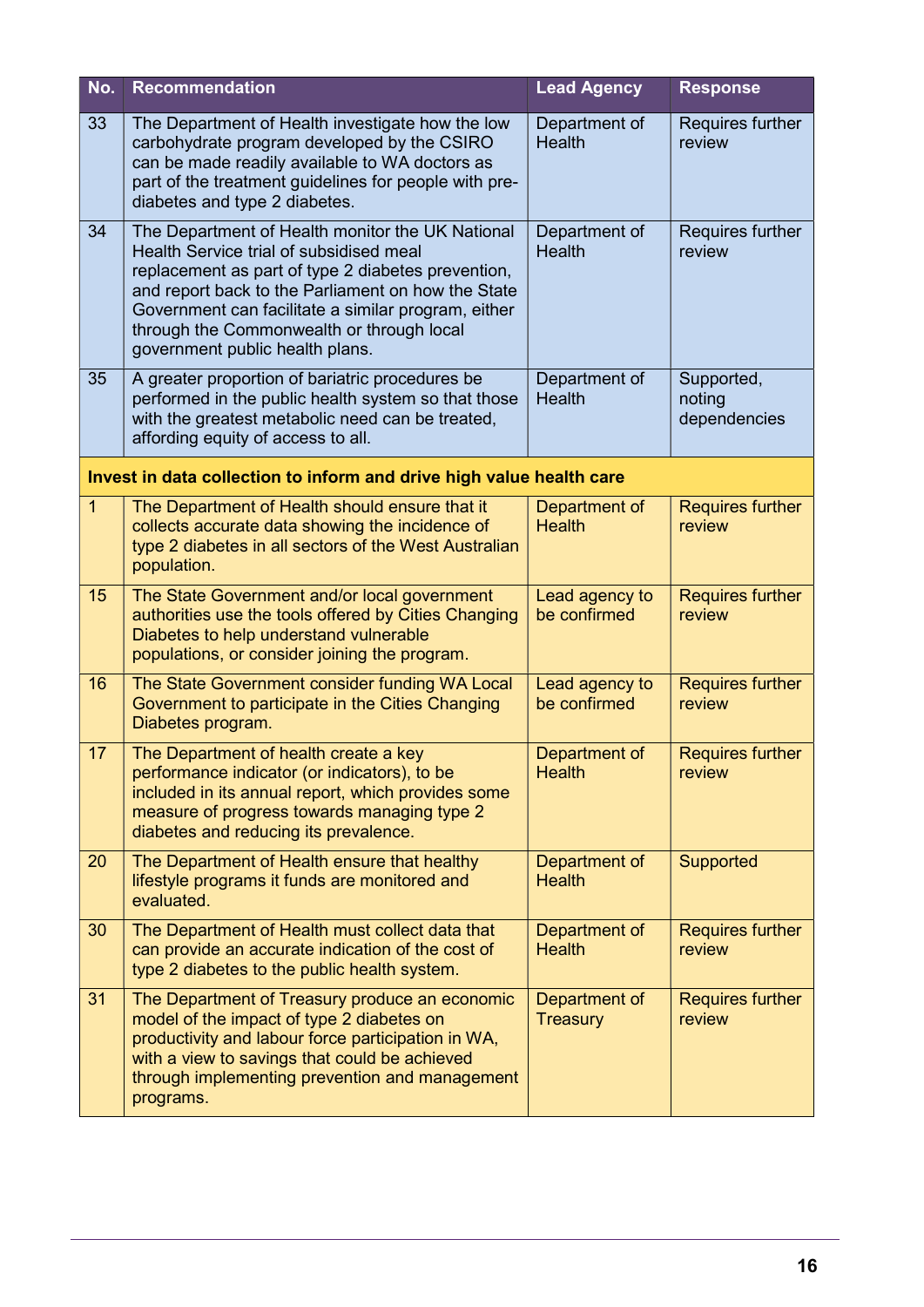| No. | Recommendation | Lead Agency | Response |
|---|---|---|---|
| 33 | The Department of Health investigate how the low carbohydrate program developed by the CSIRO can be made readily available to WA doctors as part of the treatment guidelines for people with pre-diabetes and type 2 diabetes. | Department of Health | Requires further review |
| 34 | The Department of Health monitor the UK National Health Service trial of subsidised meal replacement as part of type 2 diabetes prevention, and report back to the Parliament on how the State Government can facilitate a similar program, either through the Commonwealth or through local government public health plans. | Department of Health | Requires further review |
| 35 | A greater proportion of bariatric procedures be performed in the public health system so that those with the greatest metabolic need can be treated, affording equity of access to all. | Department of Health | Supported, noting dependencies |
| **Invest in data collection to inform and drive high value health care** | | | |
| 1 | The Department of Health should ensure that it collects accurate data showing the incidence of type 2 diabetes in all sectors of the West Australian population. | Department of Health | Requires further review |
| 15 | The State Government and/or local government authorities use the tools offered by Cities Changing Diabetes to help understand vulnerable populations, or consider joining the program. | Lead agency to be confirmed | Requires further review |
| 16 | The State Government consider funding WA Local Government to participate in the Cities Changing Diabetes program. | Lead agency to be confirmed | Requires further review |
| 17 | The Department of health create a key performance indicator (or indicators), to be included in its annual report, which provides some measure of progress towards managing type 2 diabetes and reducing its prevalence. | Department of Health | Requires further review |
| 20 | The Department of Health ensure that healthy lifestyle programs it funds are monitored and evaluated. | Department of Health | Supported |
| 30 | The Department of Health must collect data that can provide an accurate indication of the cost of type 2 diabetes to the public health system. | Department of Health | Requires further review |
| 31 | The Department of Treasury produce an economic model of the impact of type 2 diabetes on productivity and labour force participation in WA, with a view to savings that could be achieved through implementing prevention and management programs. | Department of Treasury | Requires further review |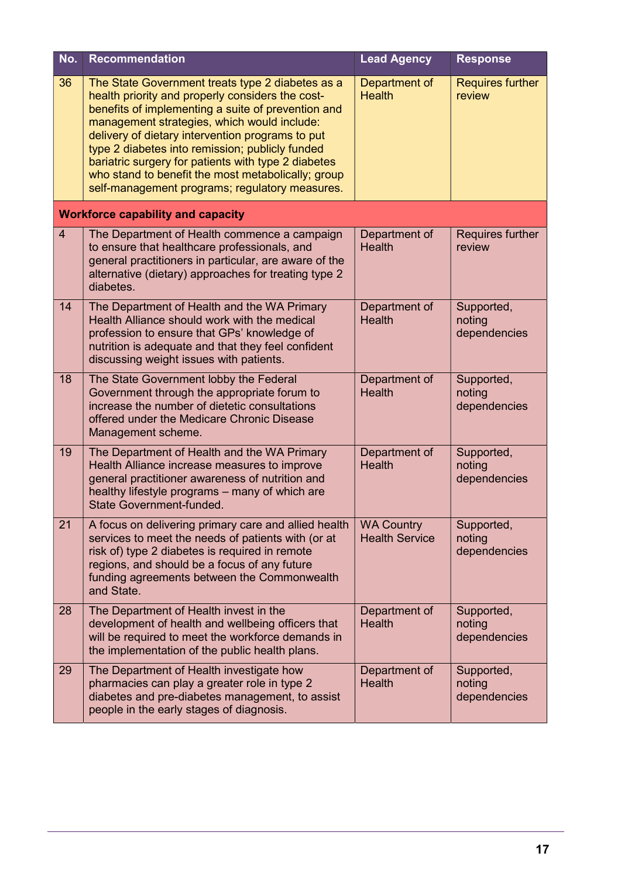| No. | Recommendation | Lead Agency | Response |
|---|---|---|---|
| 36 | The State Government treats type 2 diabetes as a health priority and properly considers the cost-benefits of implementing a suite of prevention and management strategies, which would include: delivery of dietary intervention programs to put type 2 diabetes into remission; publicly funded bariatric surgery for patients with type 2 diabetes who stand to benefit the most metabolically; group self-management programs; regulatory measures. | Department of Health | Requires further review |
| **Workforce capability and capacity** | | | |
| 4 | The Department of Health commence a campaign to ensure that healthcare professionals, and general practitioners in particular, are aware of the alternative (dietary) approaches for treating type 2 diabetes. | Department of Health | Requires further review |
| 14 | The Department of Health and the WA Primary Health Alliance should work with the medical profession to ensure that GPs' knowledge of nutrition is adequate and that they feel confident discussing weight issues with patients. | Department of Health | Supported, noting dependencies |
| 18 | The State Government lobby the Federal Government through the appropriate forum to increase the number of dietetic consultations offered under the Medicare Chronic Disease Management scheme. | Department of Health | Supported, noting dependencies |
| 19 | The Department of Health and the WA Primary Health Alliance increase measures to improve general practitioner awareness of nutrition and healthy lifestyle programs – many of which are State Government-funded. | Department of Health | Supported, noting dependencies |
| 21 | A focus on delivering primary care and allied health services to meet the needs of patients with (or at risk of) type 2 diabetes is required in remote regions, and should be a focus of any future funding agreements between the Commonwealth and State. | WA Country Health Service | Supported, noting dependencies |
| 28 | The Department of Health invest in the development of health and wellbeing officers that will be required to meet the workforce demands in the implementation of the public health plans. | Department of Health | Supported, noting dependencies |
| 29 | The Department of Health investigate how pharmacies can play a greater role in type 2 diabetes and pre-diabetes management, to assist people in the early stages of diagnosis. | Department of Health | Supported, noting dependencies |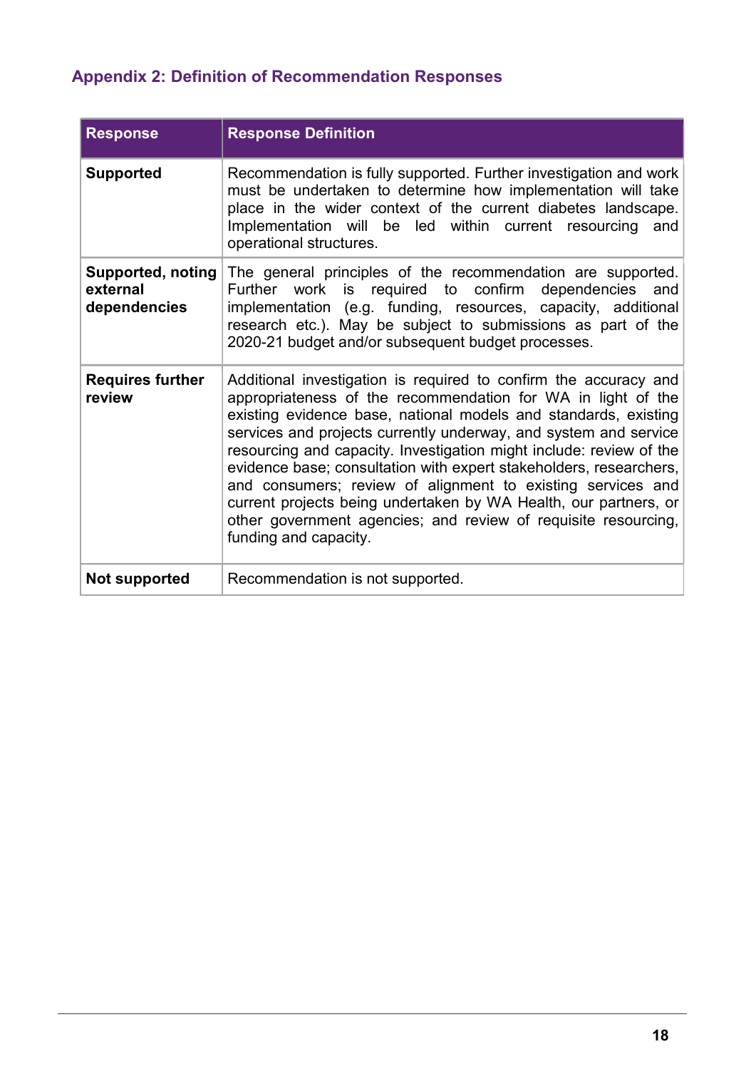## Appendix 2: Definition of Recommendation Responses

| Response | Response Definition |
|---|---|
| **Supported** | Recommendation is fully supported. Further investigation and work must be undertaken to determine how implementation will take place in the wider context of the current diabetes landscape. Implementation will be led within current resourcing and operational structures. |
| **Supported, noting external dependencies** | The general principles of the recommendation are supported. Further work is required to confirm dependencies and implementation (e.g. funding, resources, capacity, additional research etc.). May be subject to submissions as part of the 2020-21 budget and/or subsequent budget processes. |
| **Requires further review** | Additional investigation is required to confirm the accuracy and appropriateness of the recommendation for WA in light of the existing evidence base, national models and standards, existing services and projects currently underway, and system and service resourcing and capacity. Investigation might include: review of the evidence base; consultation with expert stakeholders, researchers, and consumers; review of alignment to existing services and current projects being undertaken by WA Health, our partners, or other government agencies; and review of requisite resourcing, funding and capacity. |
| **Not supported** | Recommendation is not supported. |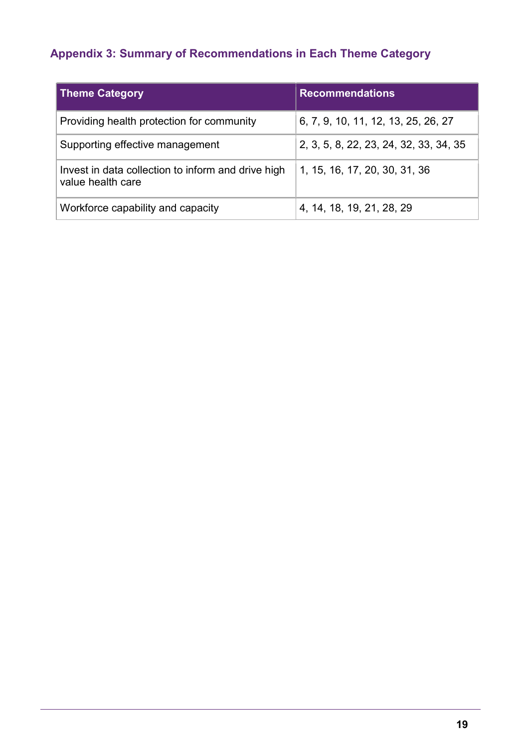## Appendix 3: Summary of Recommendations in Each Theme Category

| Theme Category | Recommendations |
|---|---|
| Providing health protection for community | 6, 7, 9, 10, 11, 12, 13, 25, 26, 27 |
| Supporting effective management | 2, 3, 5, 8, 22, 23, 24, 32, 33, 34, 35 |
| Invest in data collection to inform and drive high value health care | 1, 15, 16, 17, 20, 30, 31, 36 |
| Workforce capability and capacity | 4, 14, 18, 19, 21, 28, 29 |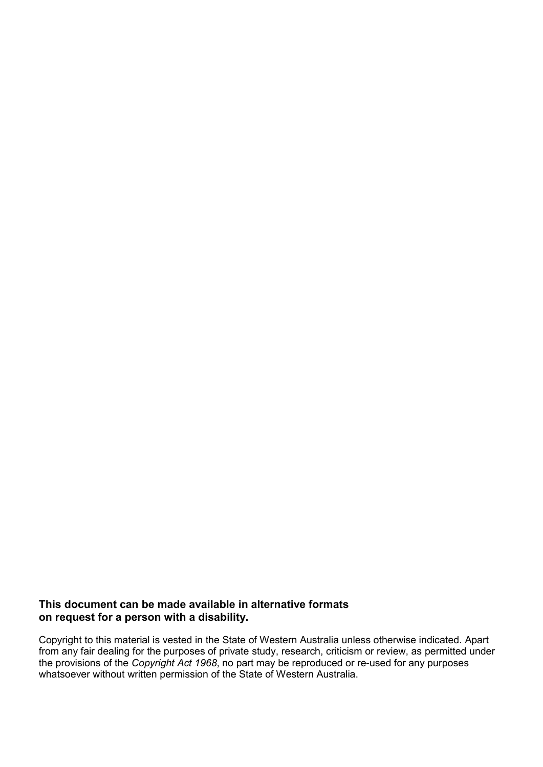**This document can be made available in alternative formats on request for a person with a disability.**

Copyright to this material is vested in the State of Western Australia unless otherwise indicated. Apart from any fair dealing for the purposes of private study, research, criticism or review, as permitted under the provisions of the *Copyright Act 1968*, no part may be reproduced or re-used for any purposes whatsoever without written permission of the State of Western Australia.